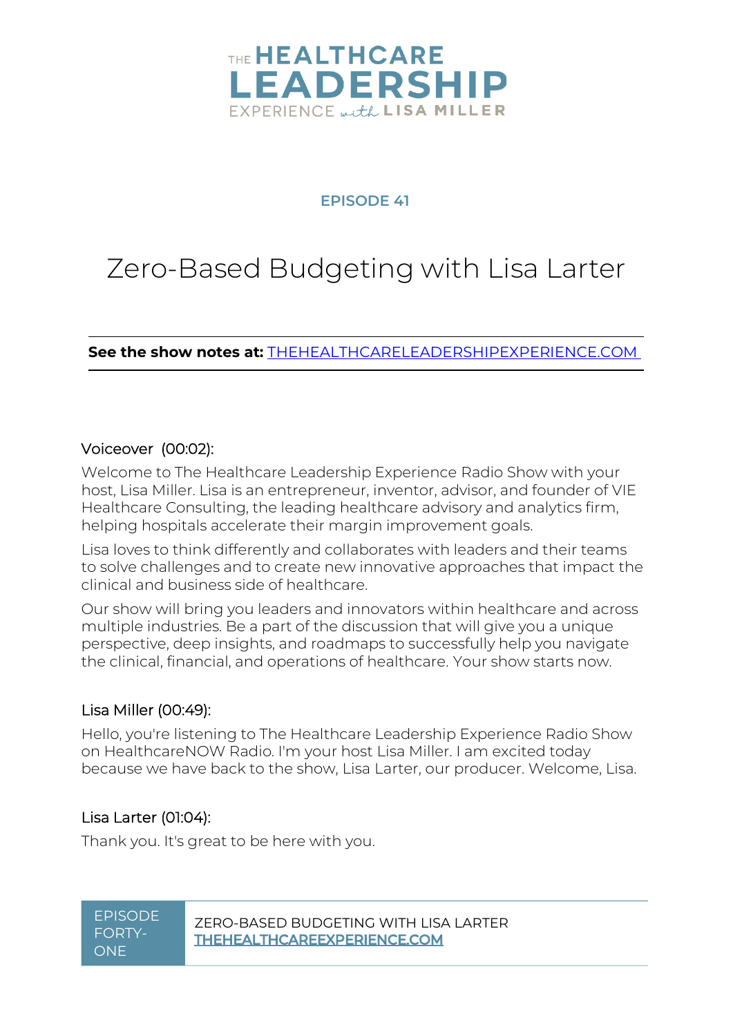# THE HEALTHCARE LEADERSHIP EXPERIENCE with LISA MILLER

## EPISODE 41

# Zero-Based Budgeting with Lisa Larter

**See the show notes at:** [THEHEALTHCARELEADERSHIPEXPERIENCE.COM](https://thehealthcareleadershipexperience.com)

---

Voiceover (00:02):

Welcome to The Healthcare Leadership Experience Radio Show with your host, Lisa Miller. Lisa is an entrepreneur, inventor, advisor, and founder of VIE Healthcare Consulting, the leading healthcare advisory and analytics firm, helping hospitals accelerate their margin improvement goals.

Lisa loves to think differently and collaborates with leaders and their teams to solve challenges and to create new innovative approaches that impact the clinical and business side of healthcare.

Our show will bring you leaders and innovators within healthcare and across multiple industries. Be a part of the discussion that will give you a unique perspective, deep insights, and roadmaps to successfully help you navigate the clinical, financial, and operations of healthcare. Your show starts now.

Lisa Miller (00:49):

Hello, you're listening to The Healthcare Leadership Experience Radio Show on HealthcareNOW Radio. I'm your host Lisa Miller. I am excited today because we have back to the show, Lisa Larter, our producer. Welcome, Lisa.

Lisa Larter (01:04):

Thank you. It's great to be here with you.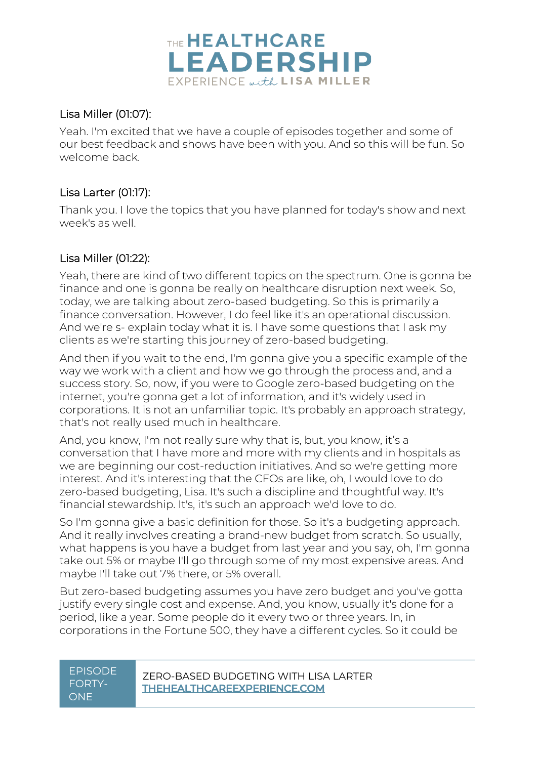Lisa Miller (01:07):

Yeah. I'm excited that we have a couple of episodes together and some of our best feedback and shows have been with you. And so this will be fun. So welcome back.

Lisa Larter (01:17):

Thank you. I love the topics that you have planned for today's show and next week's as well.

Lisa Miller (01:22):

Yeah, there are kind of two different topics on the spectrum. One is gonna be finance and one is gonna be really on healthcare disruption next week. So, today, we are talking about zero-based budgeting. So this is primarily a finance conversation. However, I do feel like it's an operational discussion. And we're s- explain today what it is. I have some questions that I ask my clients as we're starting this journey of zero-based budgeting.

And then if you wait to the end, I'm gonna give you a specific example of the way we work with a client and how we go through the process and, and a success story. So, now, if you were to Google zero-based budgeting on the internet, you're gonna get a lot of information, and it's widely used in corporations. It is not an unfamiliar topic. It's probably an approach strategy, that's not really used much in healthcare.

And, you know, I'm not really sure why that is, but, you know, it's a conversation that I have more and more with my clients and in hospitals as we are beginning our cost-reduction initiatives. And so we're getting more interest. And it's interesting that the CFOs are like, oh, I would love to do zero-based budgeting, Lisa. It's such a discipline and thoughtful way. It's financial stewardship. It's, it's such an approach we'd love to do.

So I'm gonna give a basic definition for those. So it's a budgeting approach. And it really involves creating a brand-new budget from scratch. So usually, what happens is you have a budget from last year and you say, oh, I'm gonna take out 5% or maybe I'll go through some of my most expensive areas. And maybe I'll take out 7% there, or 5% overall.

But zero-based budgeting assumes you have zero budget and you've gotta justify every single cost and expense. And, you know, usually it's done for a period, like a year. Some people do it every two or three years. In, in corporations in the Fortune 500, they have a different cycles. So it could be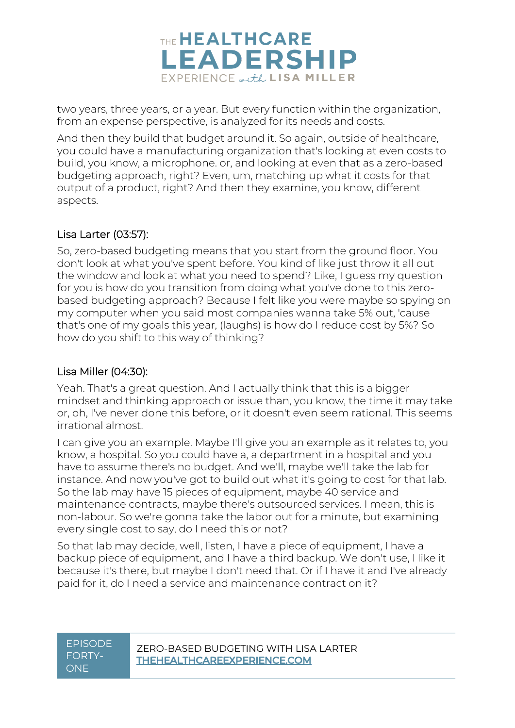two years, three years, or a year. But every function within the organization, from an expense perspective, is analyzed for its needs and costs.

And then they build that budget around it. So again, outside of healthcare, you could have a manufacturing organization that's looking at even costs to build, you know, a microphone. or, and looking at even that as a zero-based budgeting approach, right? Even, um, matching up what it costs for that output of a product, right? And then they examine, you know, different aspects.

Lisa Larter (03:57):

So, zero-based budgeting means that you start from the ground floor. You don't look at what you've spent before. You kind of like just throw it all out the window and look at what you need to spend? Like, I guess my question for you is how do you transition from doing what you've done to this zero-based budgeting approach? Because I felt like you were maybe so spying on my computer when you said most companies wanna take 5% out, 'cause that's one of my goals this year, (laughs) is how do I reduce cost by 5%? So how do you shift to this way of thinking?

Lisa Miller (04:30):

Yeah. That's a great question. And I actually think that this is a bigger mindset and thinking approach or issue than, you know, the time it may take or, oh, I've never done this before, or it doesn't even seem rational. This seems irrational almost.

I can give you an example. Maybe I'll give you an example as it relates to, you know, a hospital. So you could have a, a department in a hospital and you have to assume there's no budget. And we'll, maybe we'll take the lab for instance. And now you've got to build out what it's going to cost for that lab. So the lab may have 15 pieces of equipment, maybe 40 service and maintenance contracts, maybe there's outsourced services. I mean, this is non-labour. So we're gonna take the labor out for a minute, but examining every single cost to say, do I need this or not?

So that lab may decide, well, listen, I have a piece of equipment, I have a backup piece of equipment, and I have a third backup. We don't use, I like it because it's there, but maybe I don't need that. Or if I have it and I've already paid for it, do I need a service and maintenance contract on it?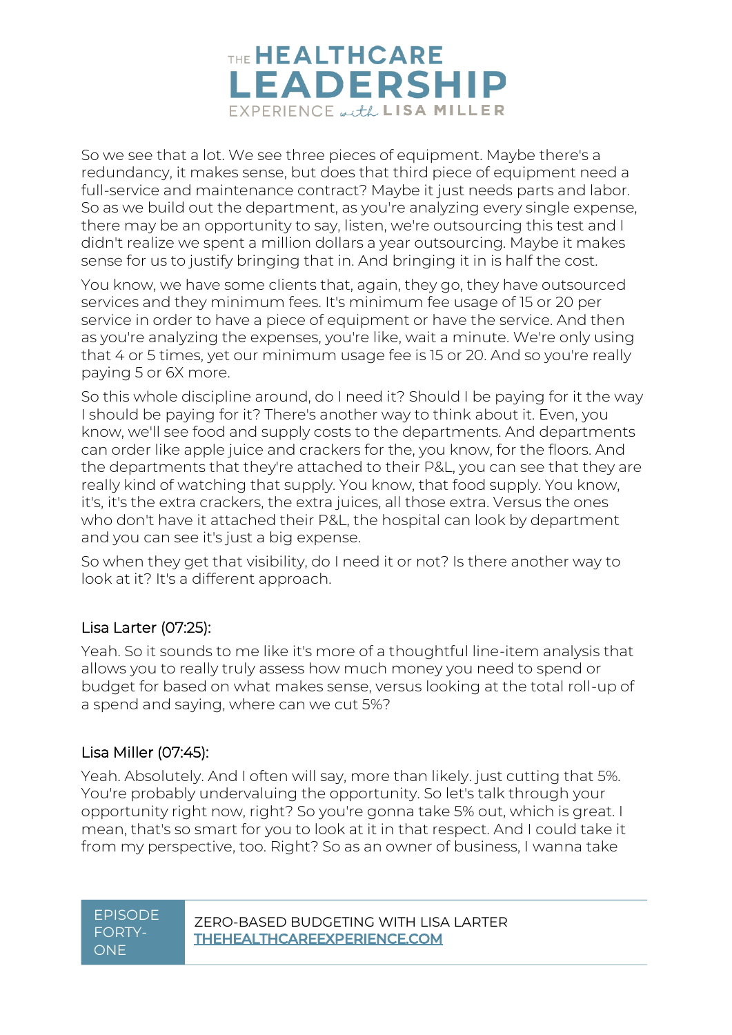So we see that a lot. We see three pieces of equipment. Maybe there's a redundancy, it makes sense, but does that third piece of equipment need a full-service and maintenance contract? Maybe it just needs parts and labor. So as we build out the department, as you're analyzing every single expense, there may be an opportunity to say, listen, we're outsourcing this test and I didn't realize we spent a million dollars a year outsourcing. Maybe it makes sense for us to justify bringing that in. And bringing it in is half the cost.

You know, we have some clients that, again, they go, they have outsourced services and they minimum fees. It's minimum fee usage of 15 or 20 per service in order to have a piece of equipment or have the service. And then as you're analyzing the expenses, you're like, wait a minute. We're only using that 4 or 5 times, yet our minimum usage fee is 15 or 20. And so you're really paying 5 or 6X more.

So this whole discipline around, do I need it? Should I be paying for it the way I should be paying for it? There's another way to think about it. Even, you know, we'll see food and supply costs to the departments. And departments can order like apple juice and crackers for the, you know, for the floors. And the departments that they're attached to their P&L, you can see that they are really kind of watching that supply. You know, that food supply. You know, it's, it's the extra crackers, the extra juices, all those extra. Versus the ones who don't have it attached their P&L, the hospital can look by department and you can see it's just a big expense.

So when they get that visibility, do I need it or not? Is there another way to look at it? It's a different approach.

### Lisa Larter (07:25):

Yeah. So it sounds to me like it's more of a thoughtful line-item analysis that allows you to really truly assess how much money you need to spend or budget for based on what makes sense, versus looking at the total roll-up of a spend and saying, where can we cut 5%?

### Lisa Miller (07:45):

Yeah. Absolutely. And I often will say, more than likely. just cutting that 5%. You're probably undervaluing the opportunity. So let's talk through your opportunity right now, right? So you're gonna take 5% out, which is great. I mean, that's so smart for you to look at it in that respect. And I could take it from my perspective, too. Right? So as an owner of business, I wanna take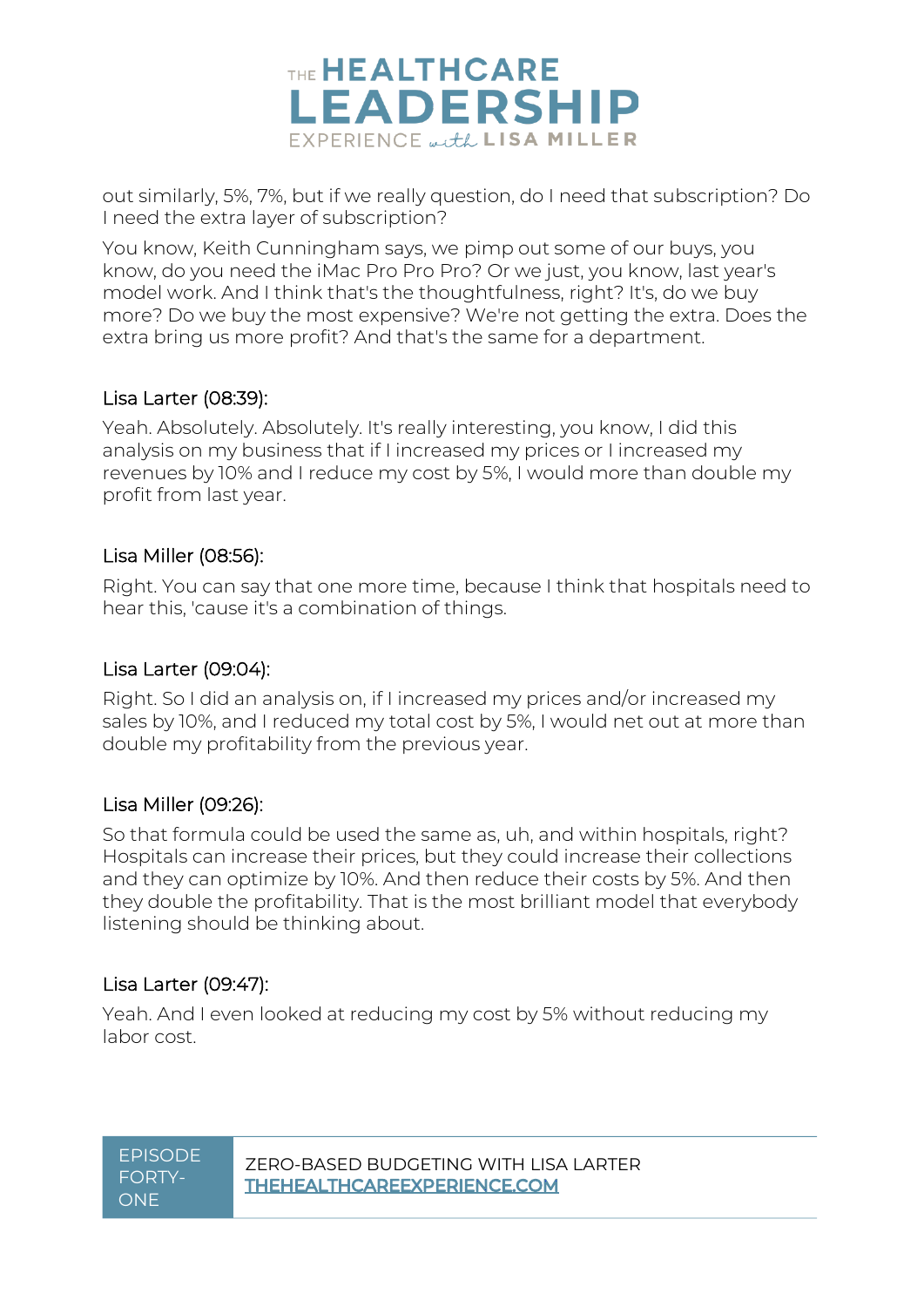out similarly, 5%, 7%, but if we really question, do I need that subscription? Do I need the extra layer of subscription?

You know, Keith Cunningham says, we pimp out some of our buys, you know, do you need the iMac Pro Pro Pro? Or we just, you know, last year's model work. And I think that's the thoughtfulness, right? It's, do we buy more? Do we buy the most expensive? We're not getting the extra. Does the extra bring us more profit? And that's the same for a department.

Lisa Larter (08:39):

Yeah. Absolutely. Absolutely. It's really interesting, you know, I did this analysis on my business that if I increased my prices or I increased my revenues by 10% and I reduce my cost by 5%, I would more than double my profit from last year.

Lisa Miller (08:56):

Right. You can say that one more time, because I think that hospitals need to hear this, 'cause it's a combination of things.

Lisa Larter (09:04):

Right. So I did an analysis on, if I increased my prices and/or increased my sales by 10%, and I reduced my total cost by 5%, I would net out at more than double my profitability from the previous year.

Lisa Miller (09:26):

So that formula could be used the same as, uh, and within hospitals, right? Hospitals can increase their prices, but they could increase their collections and they can optimize by 10%. And then reduce their costs by 5%. And then they double the profitability. That is the most brilliant model that everybody listening should be thinking about.

Lisa Larter (09:47):

Yeah. And I even looked at reducing my cost by 5% without reducing my labor cost.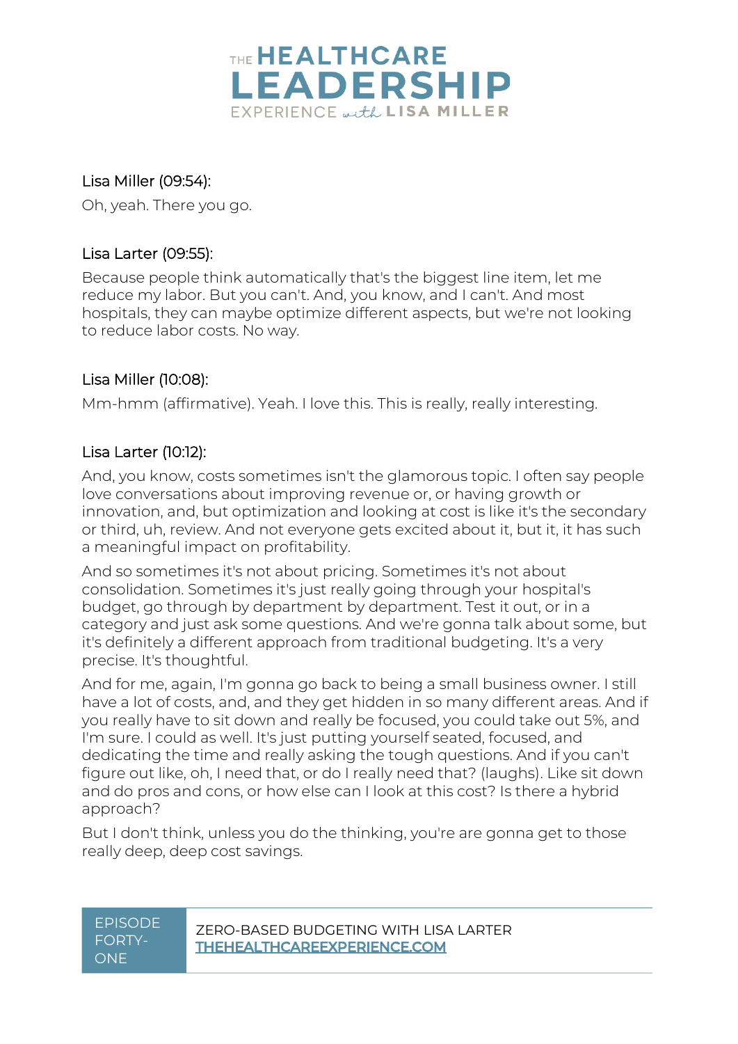Lisa Miller (09:54):

Oh, yeah. There you go.

Lisa Larter (09:55):

Because people think automatically that's the biggest line item, let me reduce my labor. But you can't. And, you know, and I can't. And most hospitals, they can maybe optimize different aspects, but we're not looking to reduce labor costs. No way.

Lisa Miller (10:08):

Mm-hmm (affirmative). Yeah. I love this. This is really, really interesting.

Lisa Larter (10:12):

And, you know, costs sometimes isn't the glamorous topic. I often say people love conversations about improving revenue or, or having growth or innovation, and, but optimization and looking at cost is like it's the secondary or third, uh, review. And not everyone gets excited about it, but it, it has such a meaningful impact on profitability.

And so sometimes it's not about pricing. Sometimes it's not about consolidation. Sometimes it's just really going through your hospital's budget, go through by department by department. Test it out, or in a category and just ask some questions. And we're gonna talk about some, but it's definitely a different approach from traditional budgeting. It's a very precise. It's thoughtful.

And for me, again, I'm gonna go back to being a small business owner. I still have a lot of costs, and, and they get hidden in so many different areas. And if you really have to sit down and really be focused, you could take out 5%, and I'm sure. I could as well. It's just putting yourself seated, focused, and dedicating the time and really asking the tough questions. And if you can't figure out like, oh, I need that, or do I really need that? (laughs). Like sit down and do pros and cons, or how else can I look at this cost? Is there a hybrid approach?

But I don't think, unless you do the thinking, you're are gonna get to those really deep, deep cost savings.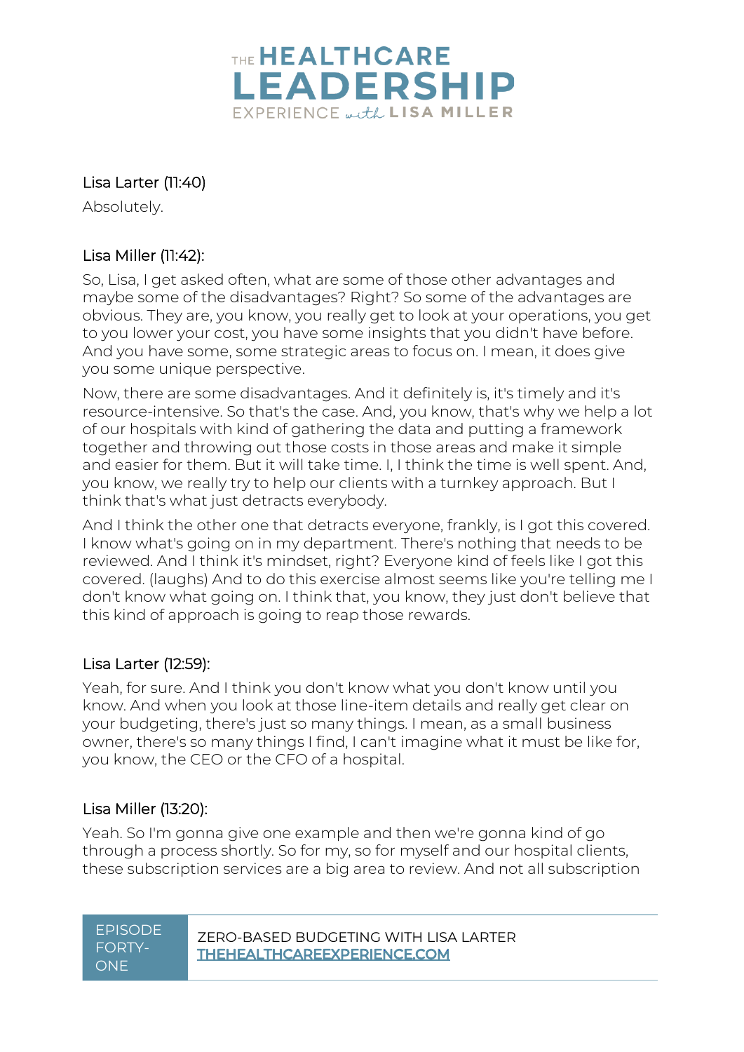Lisa Larter (11:40)

Absolutely.

Lisa Miller (11:42):

So, Lisa, I get asked often, what are some of those other advantages and maybe some of the disadvantages? Right? So some of the advantages are obvious. They are, you know, you really get to look at your operations, you get to you lower your cost, you have some insights that you didn't have before. And you have some, some strategic areas to focus on. I mean, it does give you some unique perspective.

Now, there are some disadvantages. And it definitely is, it's timely and it's resource-intensive. So that's the case. And, you know, that's why we help a lot of our hospitals with kind of gathering the data and putting a framework together and throwing out those costs in those areas and make it simple and easier for them. But it will take time. I, I think the time is well spent. And, you know, we really try to help our clients with a turnkey approach. But I think that's what just detracts everybody.

And I think the other one that detracts everyone, frankly, is I got this covered. I know what's going on in my department. There's nothing that needs to be reviewed. And I think it's mindset, right? Everyone kind of feels like I got this covered. (laughs) And to do this exercise almost seems like you're telling me I don't know what going on. I think that, you know, they just don't believe that this kind of approach is going to reap those rewards.

Lisa Larter (12:59):

Yeah, for sure. And I think you don't know what you don't know until you know. And when you look at those line-item details and really get clear on your budgeting, there's just so many things. I mean, as a small business owner, there's so many things I find, I can't imagine what it must be like for, you know, the CEO or the CFO of a hospital.

Lisa Miller (13:20):

Yeah. So I'm gonna give one example and then we're gonna kind of go through a process shortly. So for my, so for myself and our hospital clients, these subscription services are a big area to review. And not all subscription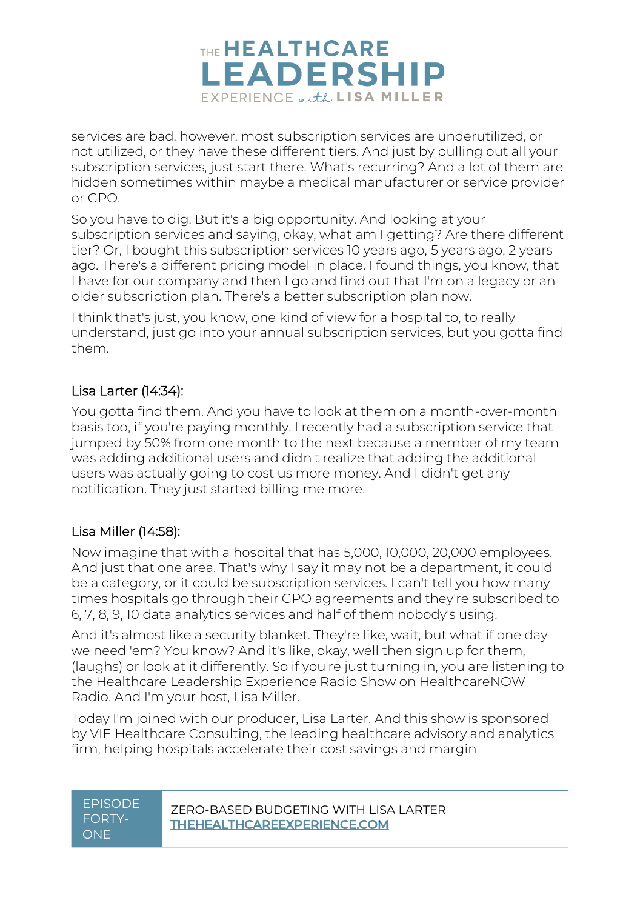services are bad, however, most subscription services are underutilized, or not utilized, or they have these different tiers. And just by pulling out all your subscription services, just start there. What's recurring? And a lot of them are hidden sometimes within maybe a medical manufacturer or service provider or GPO.

So you have to dig. But it's a big opportunity. And looking at your subscription services and saying, okay, what am I getting? Are there different tier? Or, I bought this subscription services 10 years ago, 5 years ago, 2 years ago. There's a different pricing model in place. I found things, you know, that I have for our company and then I go and find out that I'm on a legacy or an older subscription plan. There's a better subscription plan now.

I think that's just, you know, one kind of view for a hospital to, to really understand, just go into your annual subscription services, but you gotta find them.

### Lisa Larter (14:34):

You gotta find them. And you have to look at them on a month-over-month basis too, if you're paying monthly. I recently had a subscription service that jumped by 50% from one month to the next because a member of my team was adding additional users and didn't realize that adding the additional users was actually going to cost us more money. And I didn't get any notification. They just started billing me more.

### Lisa Miller (14:58):

Now imagine that with a hospital that has 5,000, 10,000, 20,000 employees. And just that one area. That's why I say it may not be a department, it could be a category, or it could be subscription services. I can't tell you how many times hospitals go through their GPO agreements and they're subscribed to 6, 7, 8, 9, 10 data analytics services and half of them nobody's using.

And it's almost like a security blanket. They're like, wait, but what if one day we need 'em? You know? And it's like, okay, well then sign up for them, (laughs) or look at it differently. So if you're just turning in, you are listening to the Healthcare Leadership Experience Radio Show on HealthcareNOW Radio. And I'm your host, Lisa Miller.

Today I'm joined with our producer, Lisa Larter. And this show is sponsored by VIE Healthcare Consulting, the leading healthcare advisory and analytics firm, helping hospitals accelerate their cost savings and margin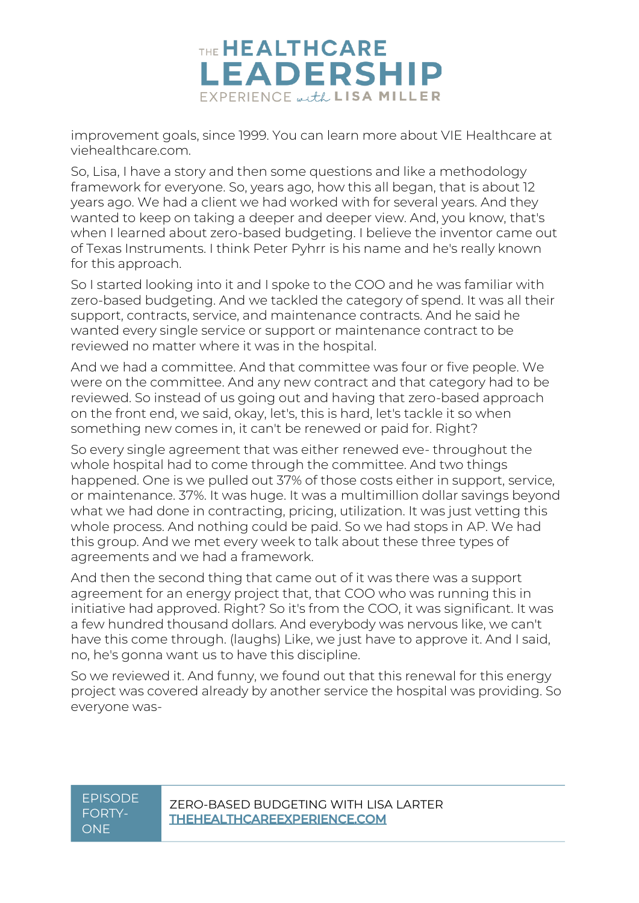improvement goals, since 1999. You can learn more about VIE Healthcare at viehealthcare.com.

So, Lisa, I have a story and then some questions and like a methodology framework for everyone. So, years ago, how this all began, that is about 12 years ago. We had a client we had worked with for several years. And they wanted to keep on taking a deeper and deeper view. And, you know, that's when I learned about zero-based budgeting. I believe the inventor came out of Texas Instruments. I think Peter Pyhrr is his name and he's really known for this approach.

So I started looking into it and I spoke to the COO and he was familiar with zero-based budgeting. And we tackled the category of spend. It was all their support, contracts, service, and maintenance contracts. And he said he wanted every single service or support or maintenance contract to be reviewed no matter where it was in the hospital.

And we had a committee. And that committee was four or five people. We were on the committee. And any new contract and that category had to be reviewed. So instead of us going out and having that zero-based approach on the front end, we said, okay, let's, this is hard, let's tackle it so when something new comes in, it can't be renewed or paid for. Right?

So every single agreement that was either renewed eve- throughout the whole hospital had to come through the committee. And two things happened. One is we pulled out 37% of those costs either in support, service, or maintenance. 37%. It was huge. It was a multimillion dollar savings beyond what we had done in contracting, pricing, utilization. It was just vetting this whole process. And nothing could be paid. So we had stops in AP. We had this group. And we met every week to talk about these three types of agreements and we had a framework.

And then the second thing that came out of it was there was a support agreement for an energy project that, that COO who was running this in initiative had approved. Right? So it's from the COO, it was significant. It was a few hundred thousand dollars. And everybody was nervous like, we can't have this come through. (laughs) Like, we just have to approve it. And I said, no, he's gonna want us to have this discipline.

So we reviewed it. And funny, we found out that this renewal for this energy project was covered already by another service the hospital was providing. So everyone was-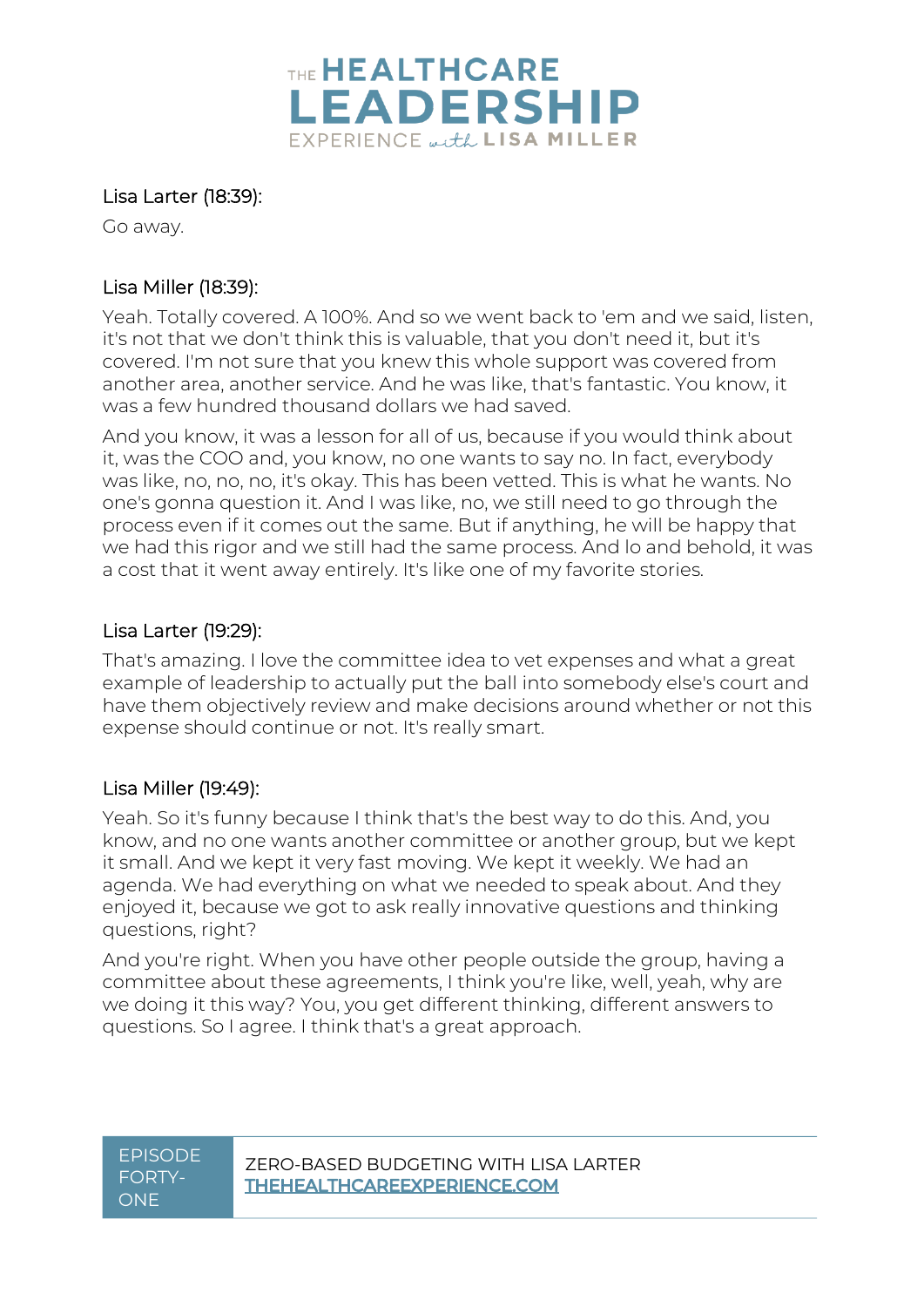Lisa Larter (18:39):

Go away.

Lisa Miller (18:39):

Yeah. Totally covered. A 100%. And so we went back to 'em and we said, listen, it's not that we don't think this is valuable, that you don't need it, but it's covered. I'm not sure that you knew this whole support was covered from another area, another service. And he was like, that's fantastic. You know, it was a few hundred thousand dollars we had saved.

And you know, it was a lesson for all of us, because if you would think about it, was the COO and, you know, no one wants to say no. In fact, everybody was like, no, no, no, it's okay. This has been vetted. This is what he wants. No one's gonna question it. And I was like, no, we still need to go through the process even if it comes out the same. But if anything, he will be happy that we had this rigor and we still had the same process. And lo and behold, it was a cost that it went away entirely. It's like one of my favorite stories.

Lisa Larter (19:29):

That's amazing. I love the committee idea to vet expenses and what a great example of leadership to actually put the ball into somebody else's court and have them objectively review and make decisions around whether or not this expense should continue or not. It's really smart.

Lisa Miller (19:49):

Yeah. So it's funny because I think that's the best way to do this. And, you know, and no one wants another committee or another group, but we kept it small. And we kept it very fast moving. We kept it weekly. We had an agenda. We had everything on what we needed to speak about. And they enjoyed it, because we got to ask really innovative questions and thinking questions, right?

And you're right. When you have other people outside the group, having a committee about these agreements, I think you're like, well, yeah, why are we doing it this way? You, you get different thinking, different answers to questions. So I agree. I think that's a great approach.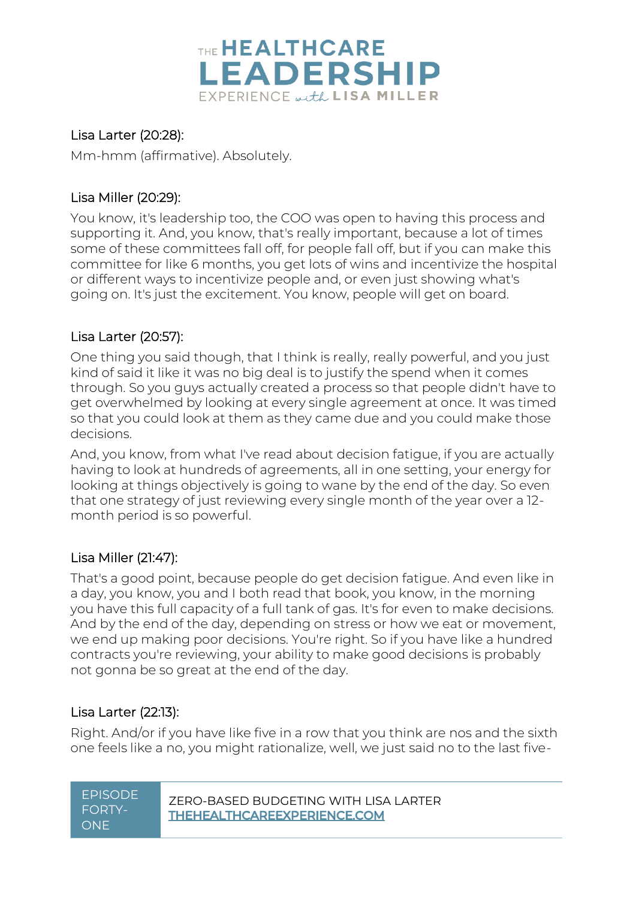Lisa Larter (20:28):

Mm-hmm (affirmative). Absolutely.

Lisa Miller (20:29):

You know, it's leadership too, the COO was open to having this process and supporting it. And, you know, that's really important, because a lot of times some of these committees fall off, for people fall off, but if you can make this committee for like 6 months, you get lots of wins and incentivize the hospital or different ways to incentivize people and, or even just showing what's going on. It's just the excitement. You know, people will get on board.

Lisa Larter (20:57):

One thing you said though, that I think is really, really powerful, and you just kind of said it like it was no big deal is to justify the spend when it comes through. So you guys actually created a process so that people didn't have to get overwhelmed by looking at every single agreement at once. It was timed so that you could look at them as they came due and you could make those decisions.

And, you know, from what I've read about decision fatigue, if you are actually having to look at hundreds of agreements, all in one setting, your energy for looking at things objectively is going to wane by the end of the day. So even that one strategy of just reviewing every single month of the year over a 12-month period is so powerful.

Lisa Miller (21:47):

That's a good point, because people do get decision fatigue. And even like in a day, you know, you and I both read that book, you know, in the morning you have this full capacity of a full tank of gas. It's for even to make decisions. And by the end of the day, depending on stress or how we eat or movement, we end up making poor decisions. You're right. So if you have like a hundred contracts you're reviewing, your ability to make good decisions is probably not gonna be so great at the end of the day.

Lisa Larter (22:13):

Right. And/or if you have like five in a row that you think are nos and the sixth one feels like a no, you might rationalize, well, we just said no to the last five-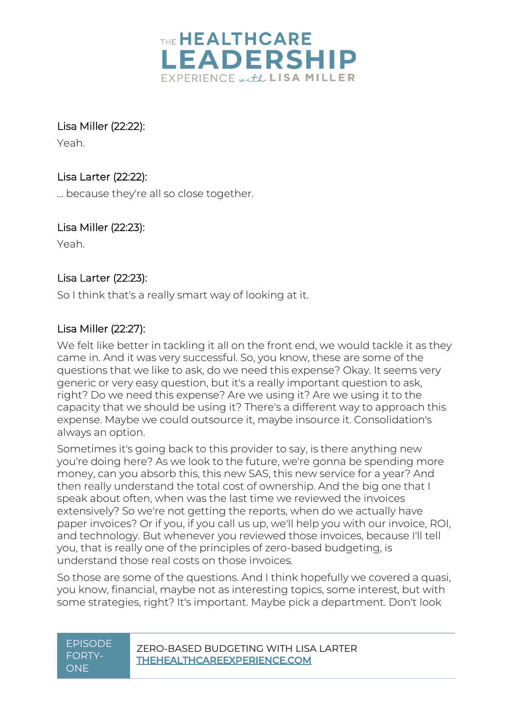Lisa Miller (22:22):

Yeah.

Lisa Larter (22:22):

... because they're all so close together.

Lisa Miller (22:23):

Yeah.

Lisa Larter (22:23):

So I think that's a really smart way of looking at it.

Lisa Miller (22:27):

We felt like better in tackling it all on the front end, we would tackle it as they came in. And it was very successful. So, you know, these are some of the questions that we like to ask, do we need this expense? Okay. It seems very generic or very easy question, but it's a really important question to ask, right? Do we need this expense? Are we using it? Are we using it to the capacity that we should be using it? There's a different way to approach this expense. Maybe we could outsource it, maybe insource it. Consolidation's always an option.

Sometimes it's going back to this provider to say, is there anything new you're doing here? As we look to the future, we're gonna be spending more money, can you absorb this, this new SAS, this new service for a year? And then really understand the total cost of ownership. And the big one that I speak about often, when was the last time we reviewed the invoices extensively? So we're not getting the reports, when do we actually have paper invoices? Or if you, if you call us up, we'll help you with our invoice, ROI, and technology. But whenever you reviewed those invoices, because I'll tell you, that is really one of the principles of zero-based budgeting, is understand those real costs on those invoices.

So those are some of the questions. And I think hopefully we covered a quasi, you know, financial, maybe not as interesting topics, some interest, but with some strategies, right? It's important. Maybe pick a department. Don't look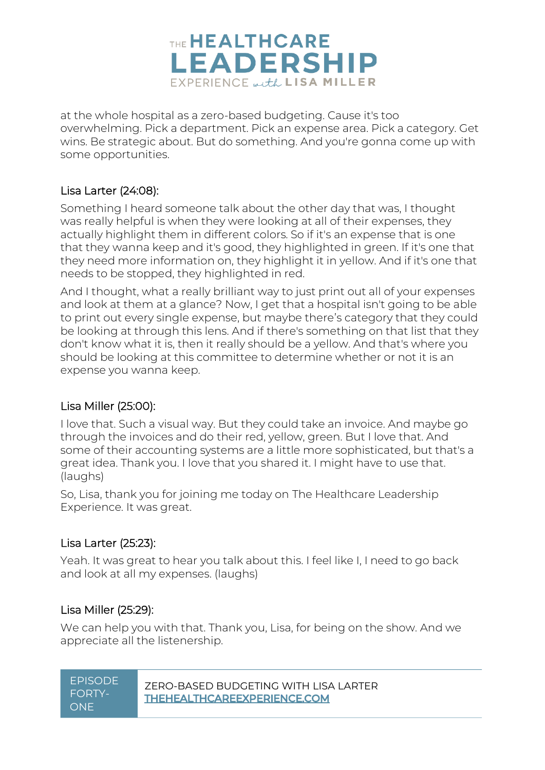at the whole hospital as a zero-based budgeting. Cause it's too overwhelming. Pick a department. Pick an expense area. Pick a category. Get wins. Be strategic about. But do something. And you're gonna come up with some opportunities.

Lisa Larter (24:08):

Something I heard someone talk about the other day that was, I thought was really helpful is when they were looking at all of their expenses, they actually highlight them in different colors. So if it's an expense that is one that they wanna keep and it's good, they highlighted in green. If it's one that they need more information on, they highlight it in yellow. And if it's one that needs to be stopped, they highlighted in red.

And I thought, what a really brilliant way to just print out all of your expenses and look at them at a glance? Now, I get that a hospital isn't going to be able to print out every single expense, but maybe there's category that they could be looking at through this lens. And if there's something on that list that they don't know what it is, then it really should be a yellow. And that's where you should be looking at this committee to determine whether or not it is an expense you wanna keep.

Lisa Miller (25:00):

I love that. Such a visual way. But they could take an invoice. And maybe go through the invoices and do their red, yellow, green. But I love that. And some of their accounting systems are a little more sophisticated, but that's a great idea. Thank you. I love that you shared it. I might have to use that. (laughs)

So, Lisa, thank you for joining me today on The Healthcare Leadership Experience. It was great.

Lisa Larter (25:23):

Yeah. It was great to hear you talk about this. I feel like I, I need to go back and look at all my expenses. (laughs)

Lisa Miller (25:29):

We can help you with that. Thank you, Lisa, for being on the show. And we appreciate all the listenership.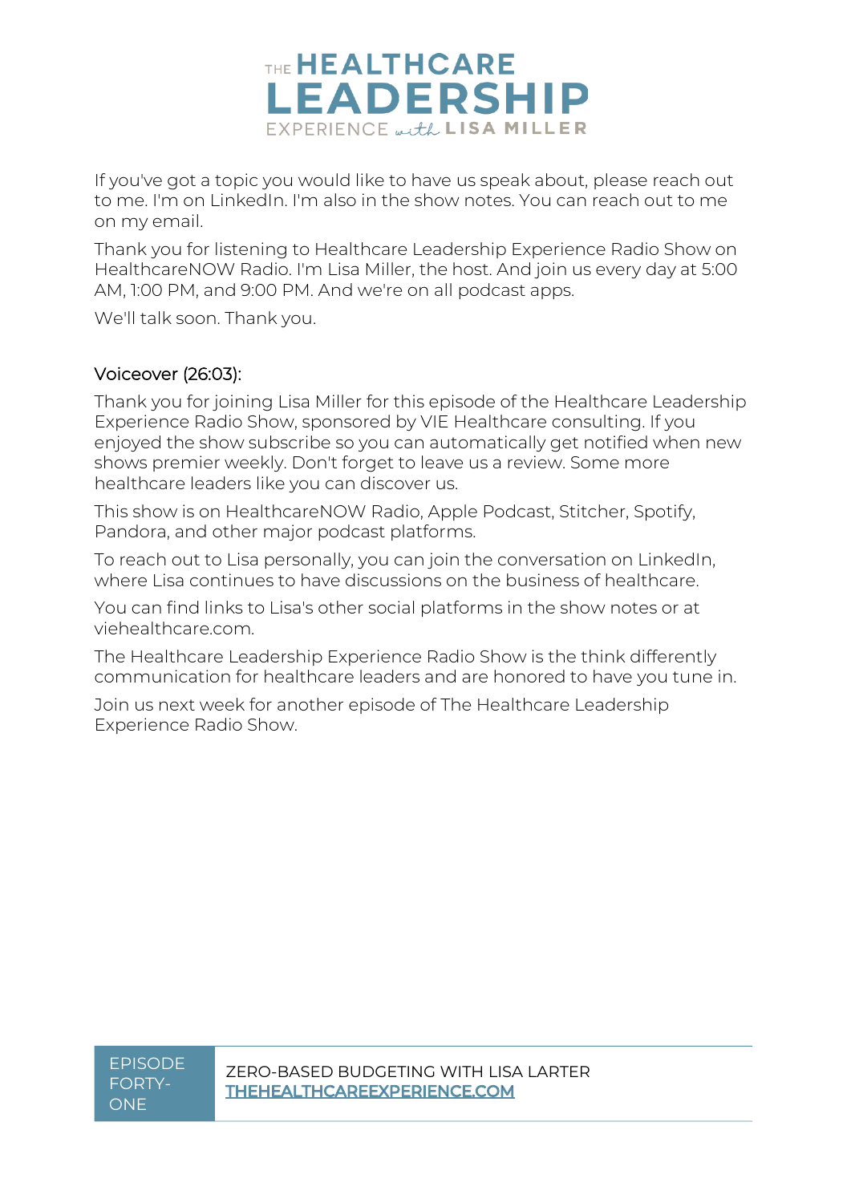If you've got a topic you would like to have us speak about, please reach out to me. I'm on LinkedIn. I'm also in the show notes. You can reach out to me on my email.

Thank you for listening to Healthcare Leadership Experience Radio Show on HealthcareNOW Radio. I'm Lisa Miller, the host. And join us every day at 5:00 AM, 1:00 PM, and 9:00 PM. And we're on all podcast apps.

We'll talk soon. Thank you.

Voiceover (26:03):

Thank you for joining Lisa Miller for this episode of the Healthcare Leadership Experience Radio Show, sponsored by VIE Healthcare consulting. If you enjoyed the show subscribe so you can automatically get notified when new shows premier weekly. Don't forget to leave us a review. Some more healthcare leaders like you can discover us.

This show is on HealthcareNOW Radio, Apple Podcast, Stitcher, Spotify, Pandora, and other major podcast platforms.

To reach out to Lisa personally, you can join the conversation on LinkedIn, where Lisa continues to have discussions on the business of healthcare.

You can find links to Lisa's other social platforms in the show notes or at viehealthcare.com.

The Healthcare Leadership Experience Radio Show is the think differently communication for healthcare leaders and are honored to have you tune in.

Join us next week for another episode of The Healthcare Leadership Experience Radio Show.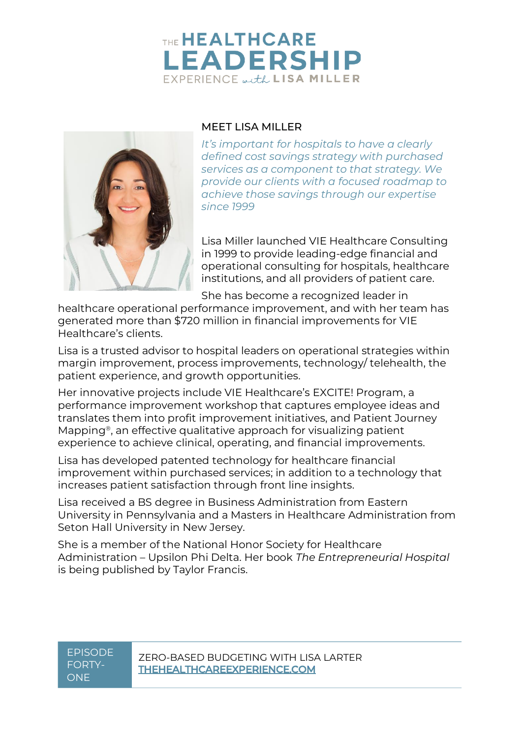# THE HEALTHCARE LEADERSHIP EXPERIENCE with LISA MILLER

## MEET LISA MILLER

*It's important for hospitals to have a clearly defined cost savings strategy with purchased services as a component to that strategy. We provide our clients with a focused roadmap to achieve those savings through our expertise since 1999*

Lisa Miller launched VIE Healthcare Consulting in 1999 to provide leading-edge financial and operational consulting for hospitals, healthcare institutions, and all providers of patient care. She has become a recognized leader in healthcare operational performance improvement, and with her team has generated more than $720 million in financial improvements for VIE Healthcare's clients.

Lisa is a trusted advisor to hospital leaders on operational strategies within margin improvement, process improvements, technology/ telehealth, the patient experience, and growth opportunities.

Her innovative projects include VIE Healthcare's EXCITE! Program, a performance improvement workshop that captures employee ideas and translates them into profit improvement initiatives, and Patient Journey Mapping®, an effective qualitative approach for visualizing patient experience to achieve clinical, operating, and financial improvements.

Lisa has developed patented technology for healthcare financial improvement within purchased services; in addition to a technology that increases patient satisfaction through front line insights.

Lisa received a BS degree in Business Administration from Eastern University in Pennsylvania and a Masters in Healthcare Administration from Seton Hall University in New Jersey.

She is a member of the National Honor Society for Healthcare Administration – Upsilon Phi Delta. Her book *The Entrepreneurial Hospital* is being published by Taylor Francis.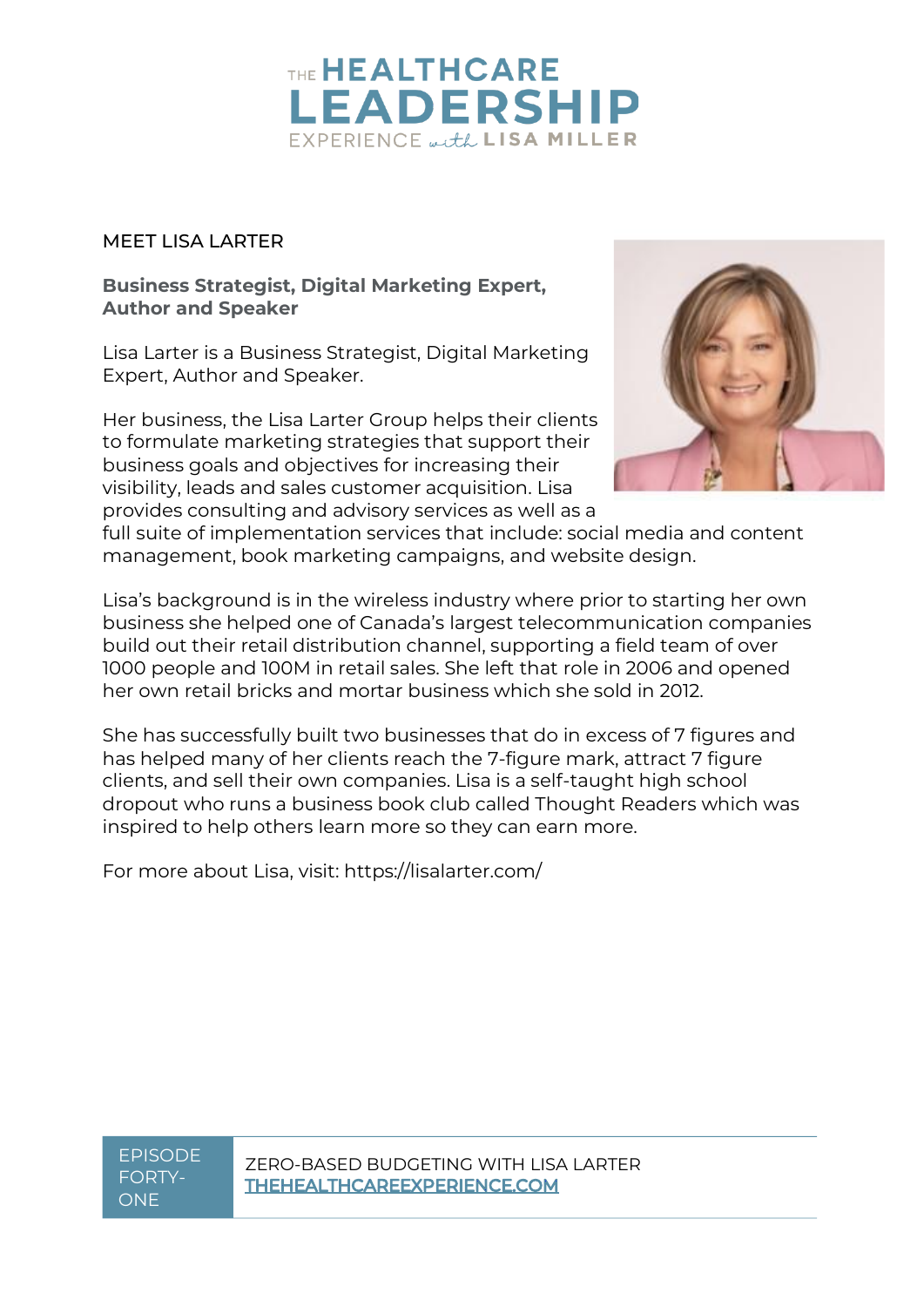## MEET LISA LARTER

**Business Strategist, Digital Marketing Expert, Author and Speaker**

Lisa Larter is a Business Strategist, Digital Marketing Expert, Author and Speaker.

Her business, the Lisa Larter Group helps their clients to formulate marketing strategies that support their business goals and objectives for increasing their visibility, leads and sales customer acquisition. Lisa provides consulting and advisory services as well as a full suite of implementation services that include: social media and content management, book marketing campaigns, and website design.

Lisa's background is in the wireless industry where prior to starting her own business she helped one of Canada's largest telecommunication companies build out their retail distribution channel, supporting a field team of over 1000 people and 100M in retail sales. She left that role in 2006 and opened her own retail bricks and mortar business which she sold in 2012.

She has successfully built two businesses that do in excess of 7 figures and has helped many of her clients reach the 7-figure mark, attract 7 figure clients, and sell their own companies. Lisa is a self-taught high school dropout who runs a business book club called Thought Readers which was inspired to help others learn more so they can earn more.

For more about Lisa, visit: https://lisalarter.com/